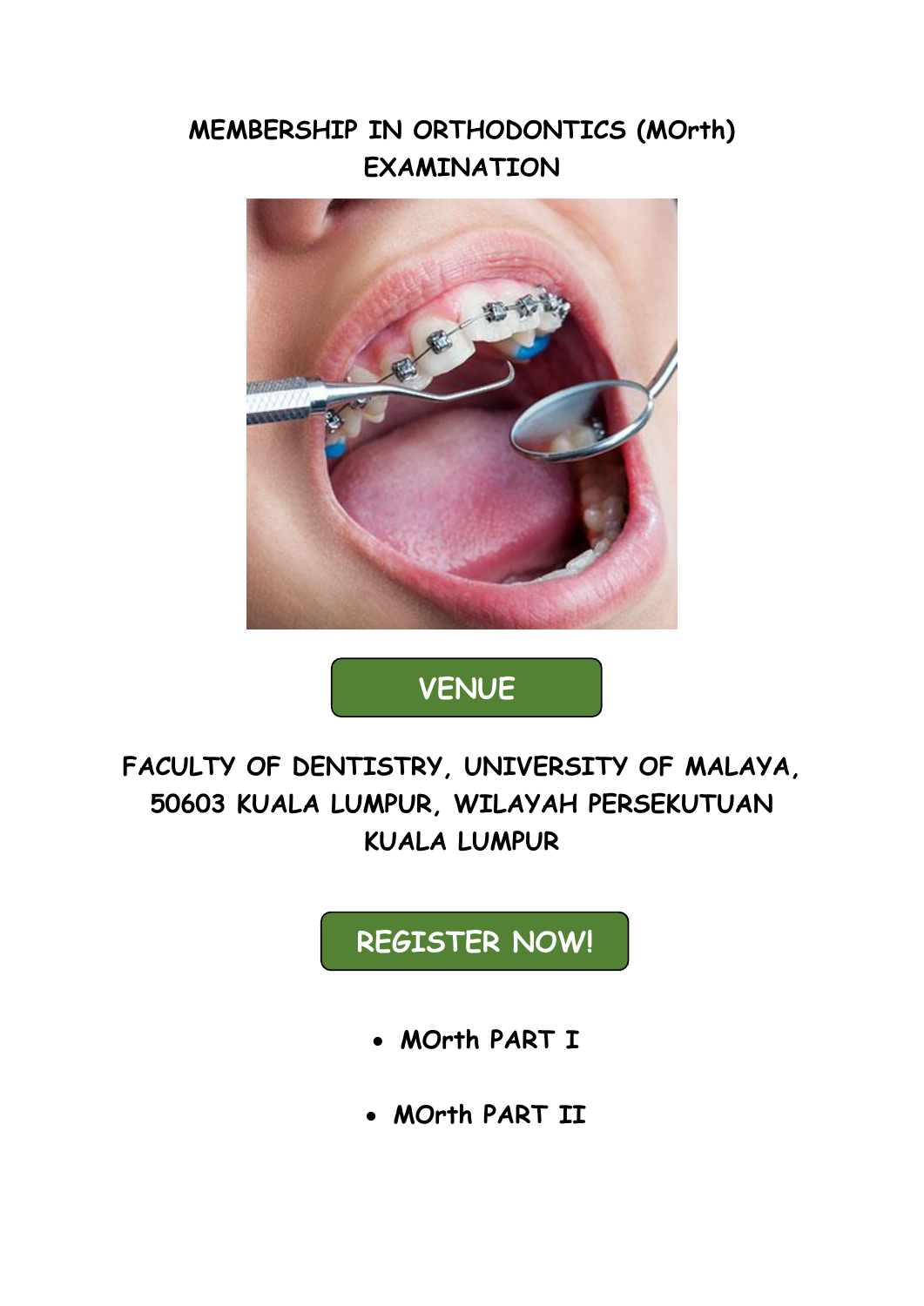# MEMBERSHIP IN ORTHODONTICS (MOrth) EXAMINATION

**VENUE**

**FACULTY OF DENTISTRY, UNIVERSITY OF MALAYA, 50603 KUALA LUMPUR, WILAYAH PERSEKUTUAN KUALA LUMPUR**

**REGISTER NOW!**

- **MOrth PART I**
- **MOrth PART II**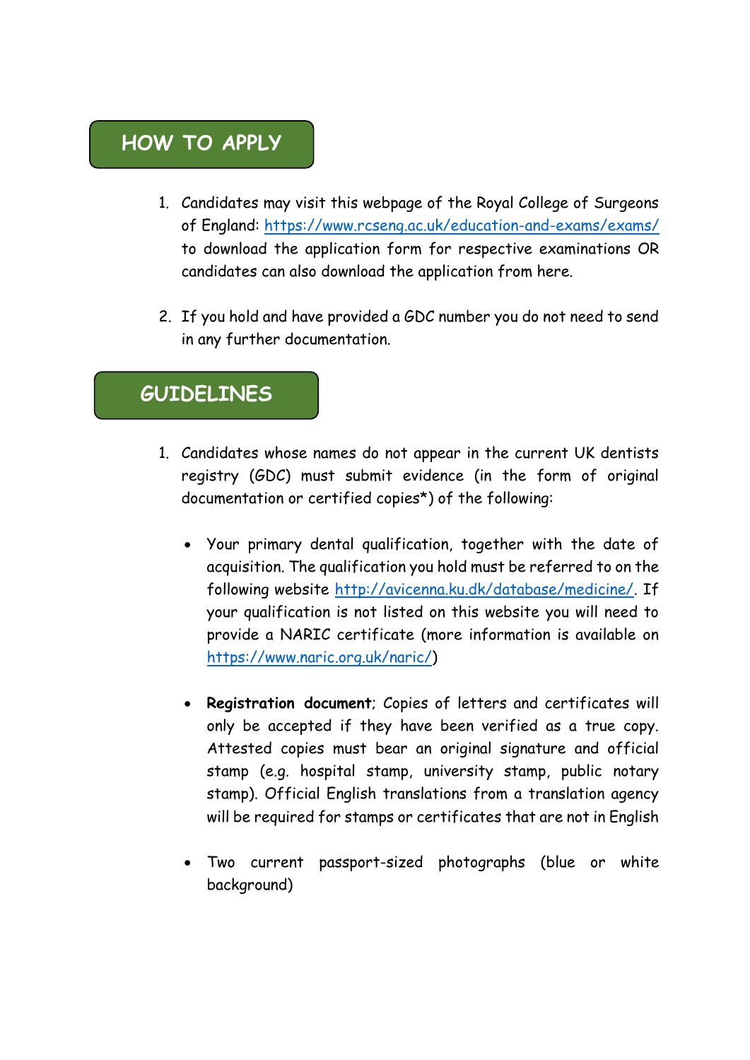## HOW TO APPLY

1. Candidates may visit this webpage of the Royal College of Surgeons of England: https://www.rcseng.ac.uk/education-and-exams/exams/ to download the application form for respective examinations OR candidates can also download the application from here.

2. If you hold and have provided a GDC number you do not need to send in any further documentation.

## GUIDELINES

1. Candidates whose names do not appear in the current UK dentists registry (GDC) must submit evidence (in the form of original documentation or certified copies*) of the following:

   - Your primary dental qualification, together with the date of acquisition. The qualification you hold must be referred to on the following website http://avicenna.ku.dk/database/medicine/. If your qualification is not listed on this website you will need to provide a NARIC certificate (more information is available on https://www.naric.org.uk/naric/)

   - **Registration document**; Copies of letters and certificates will only be accepted if they have been verified as a true copy. Attested copies must bear an original signature and official stamp (e.g. hospital stamp, university stamp, public notary stamp). Official English translations from a translation agency will be required for stamps or certificates that are not in English

   - Two current passport-sized photographs (blue or white background)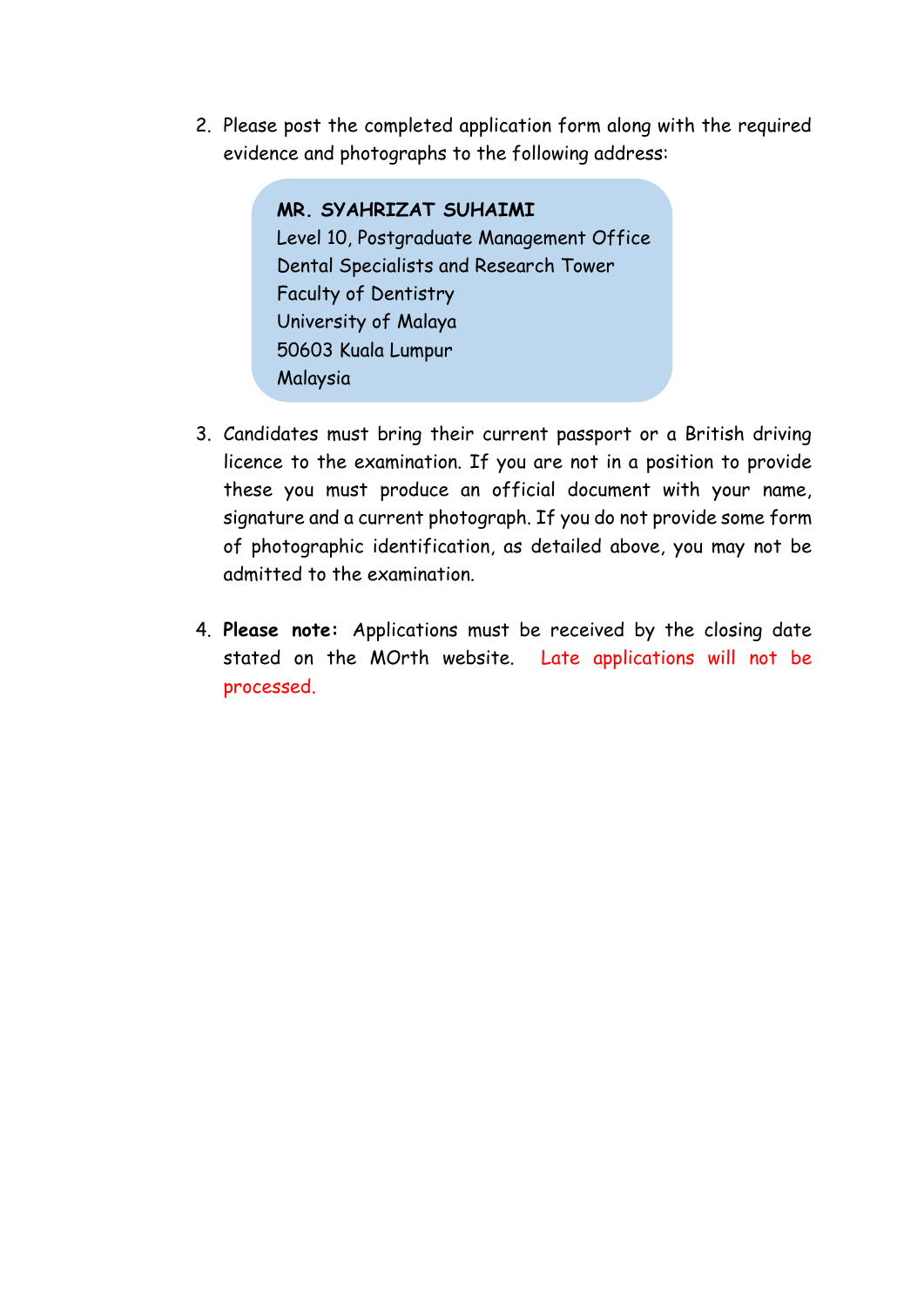2. Please post the completed application form along with the required evidence and photographs to the following address:

   **MR. SYAHRIZAT SUHAIMI**
   Level 10, Postgraduate Management Office
   Dental Specialists and Research Tower
   Faculty of Dentistry
   University of Malaya
   50603 Kuala Lumpur
   Malaysia

3. Candidates must bring their current passport or a British driving licence to the examination. If you are not in a position to provide these you must produce an official document with your name, signature and a current photograph. If you do not provide some form of photographic identification, as detailed above, you may not be admitted to the examination.

4. **Please note:** Applications must be received by the closing date stated on the MOrth website. Late applications will not be processed.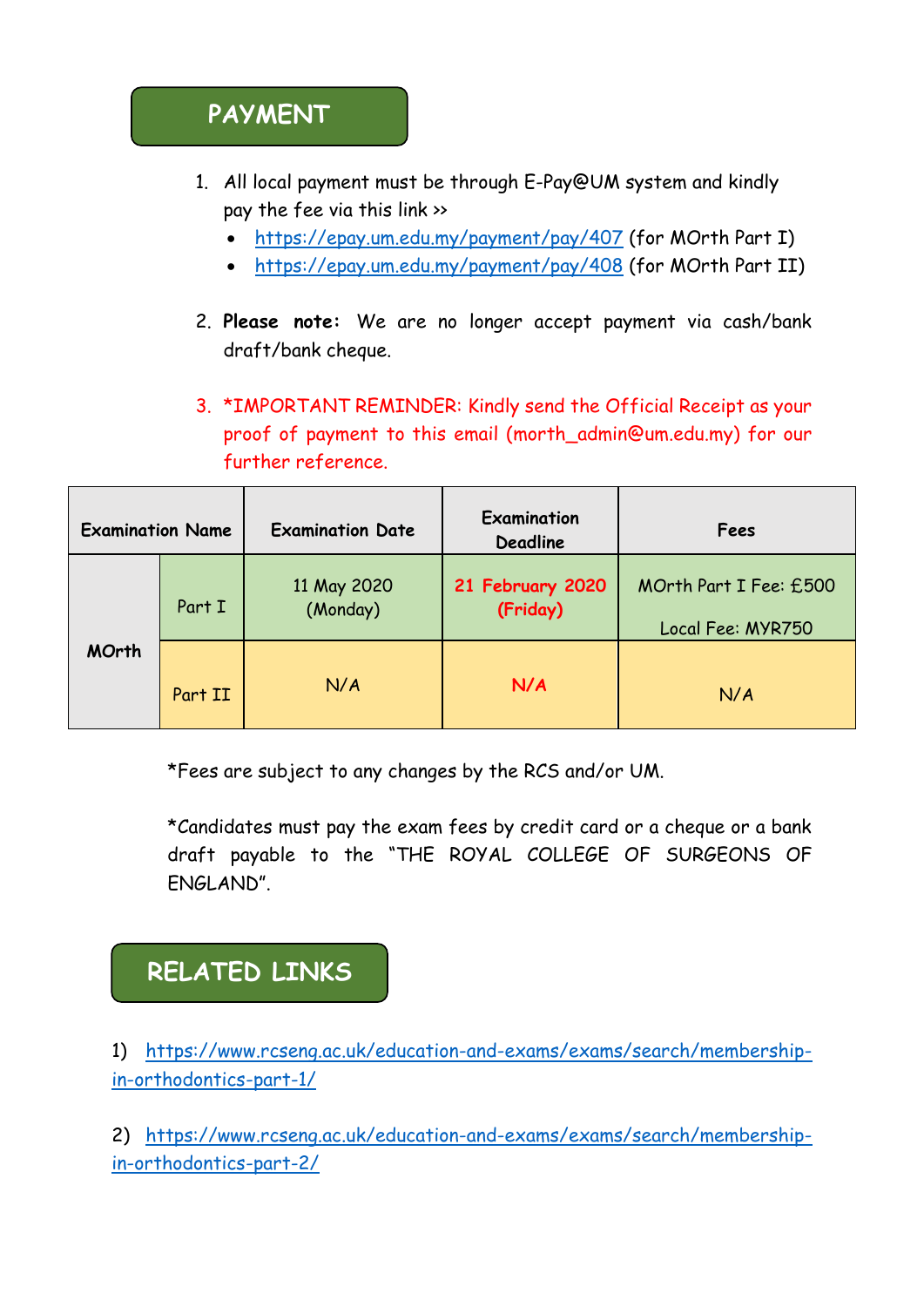## PAYMENT

1. All local payment must be through E-Pay@UM system and kindly pay the fee via this link >>
   - https://epay.um.edu.my/payment/pay/407 (for MOrth Part I)
   - https://epay.um.edu.my/payment/pay/408 (for MOrth Part II)

2. **Please note:** We are no longer accept payment via cash/bank draft/bank cheque.

3. *IMPORTANT REMINDER: Kindly send the Official Receipt as your proof of payment to this email (morth_admin@um.edu.my) for our further reference.

| Examination Name | | Examination Date | Examination Deadline | Fees |
|---|---|---|---|---|
| MOrth | Part I | 11 May 2020 (Monday) | **21 February 2020 (Friday)** | MOrth Part I Fee: £500<br><br>Local Fee: MYR750 |
| | Part II | N/A | **N/A** | N/A |

*Fees are subject to any changes by the RCS and/or UM.

*Candidates must pay the exam fees by credit card or a cheque or a bank draft payable to the "THE ROYAL COLLEGE OF SURGEONS OF ENGLAND".

## RELATED LINKS

1) https://www.rcseng.ac.uk/education-and-exams/exams/search/membership-in-orthodontics-part-1/

2) https://www.rcseng.ac.uk/education-and-exams/exams/search/membership-in-orthodontics-part-2/